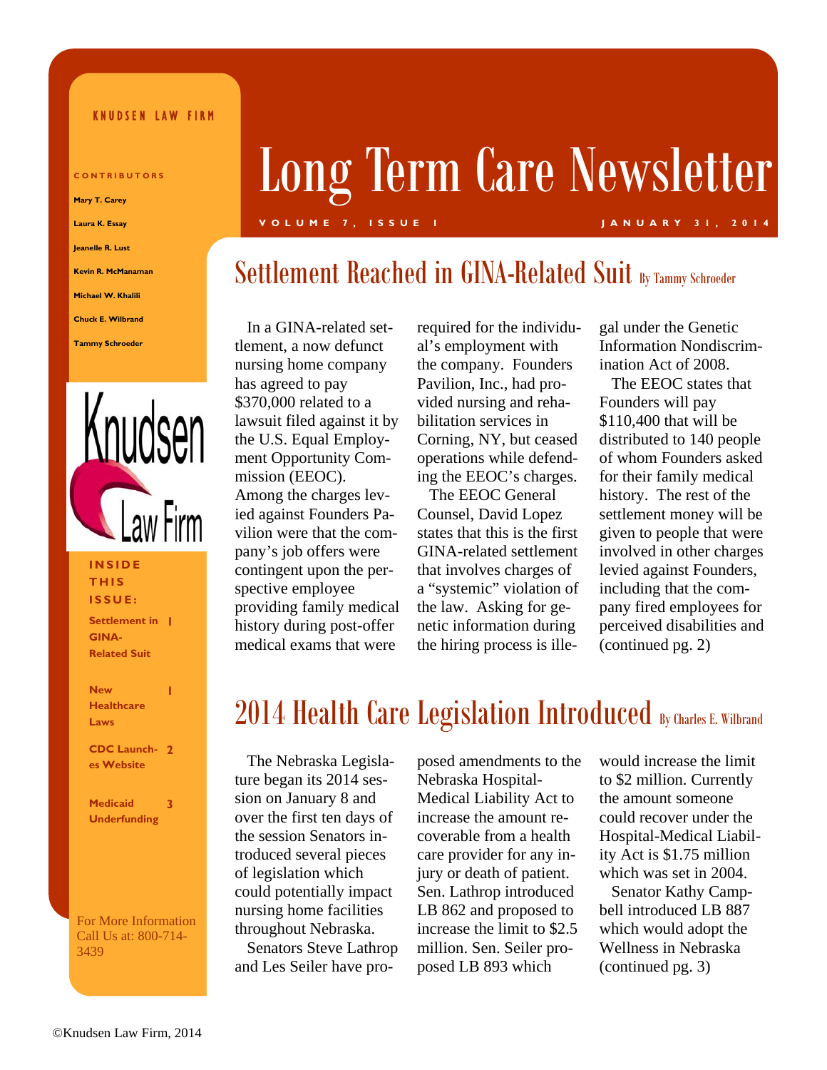KNUDSEN LAW FIRM

# Long Term Care Newsletter

VOLUME 7, ISSUE 1 — JANUARY 31, 2014

**CONTRIBUTORS**

- Mary T. Carey
- Laura K. Essay
- Jeanelle R. Lust
- Kevin R. McManaman
- Michael W. Khalili
- Chuck E. Wilbrand
- Tammy Schroeder

**INSIDE THIS ISSUE:**

| | |
|---|---|
| Settlement in GINA-Related Suit | 1 |
| New Healthcare Laws | 1 |
| CDC Launches Website | 2 |
| Medicaid Underfunding | 3 |

For More Information Call Us at: 800-714-3439

## Settlement Reached in GINA-Related Suit *By Tammy Schroeder*

In a GINA-related settlement, a now defunct nursing home company has agreed to pay $370,000 related to a lawsuit filed against it by the U.S. Equal Employment Opportunity Commission (EEOC). Among the charges levied against Founders Pavilion were that the company's job offers were contingent upon the perspective employee providing family medical history during post-offer medical exams that were required for the individual's employment with the company. Founders Pavilion, Inc., had provided nursing and rehabilitation services in Corning, NY, but ceased operations while defending the EEOC's charges.

The EEOC General Counsel, David Lopez states that this is the first GINA-related settlement that involves charges of a "systemic" violation of the law. Asking for genetic information during the hiring process is illegal under the Genetic Information Nondiscrimination Act of 2008.

The EEOC states that Founders will pay $110,400 that will be distributed to 140 people of whom Founders asked for their family medical history. The rest of the settlement money will be given to people that were involved in other charges levied against Founders, including that the company fired employees for perceived disabilities and (continued pg. 2)

## 2014 Health Care Legislation Introduced *By Charles E. Wilbrand*

The Nebraska Legislature began its 2014 session on January 8 and over the first ten days of the session Senators introduced several pieces of legislation which could potentially impact nursing home facilities throughout Nebraska.

Senators Steve Lathrop and Les Seiler have proposed amendments to the Nebraska Hospital-Medical Liability Act to increase the amount recoverable from a health care provider for any injury or death of patient. Sen. Lathrop introduced LB 862 and proposed to increase the limit to $2.5 million. Sen. Seiler proposed LB 893 which would increase the limit to $2 million. Currently the amount someone could recover under the Hospital-Medical Liability Act is $1.75 million which was set in 2004.

Senator Kathy Campbell introduced LB 887 which would adopt the Wellness in Nebraska (continued pg. 3)

©Knudsen Law Firm, 2014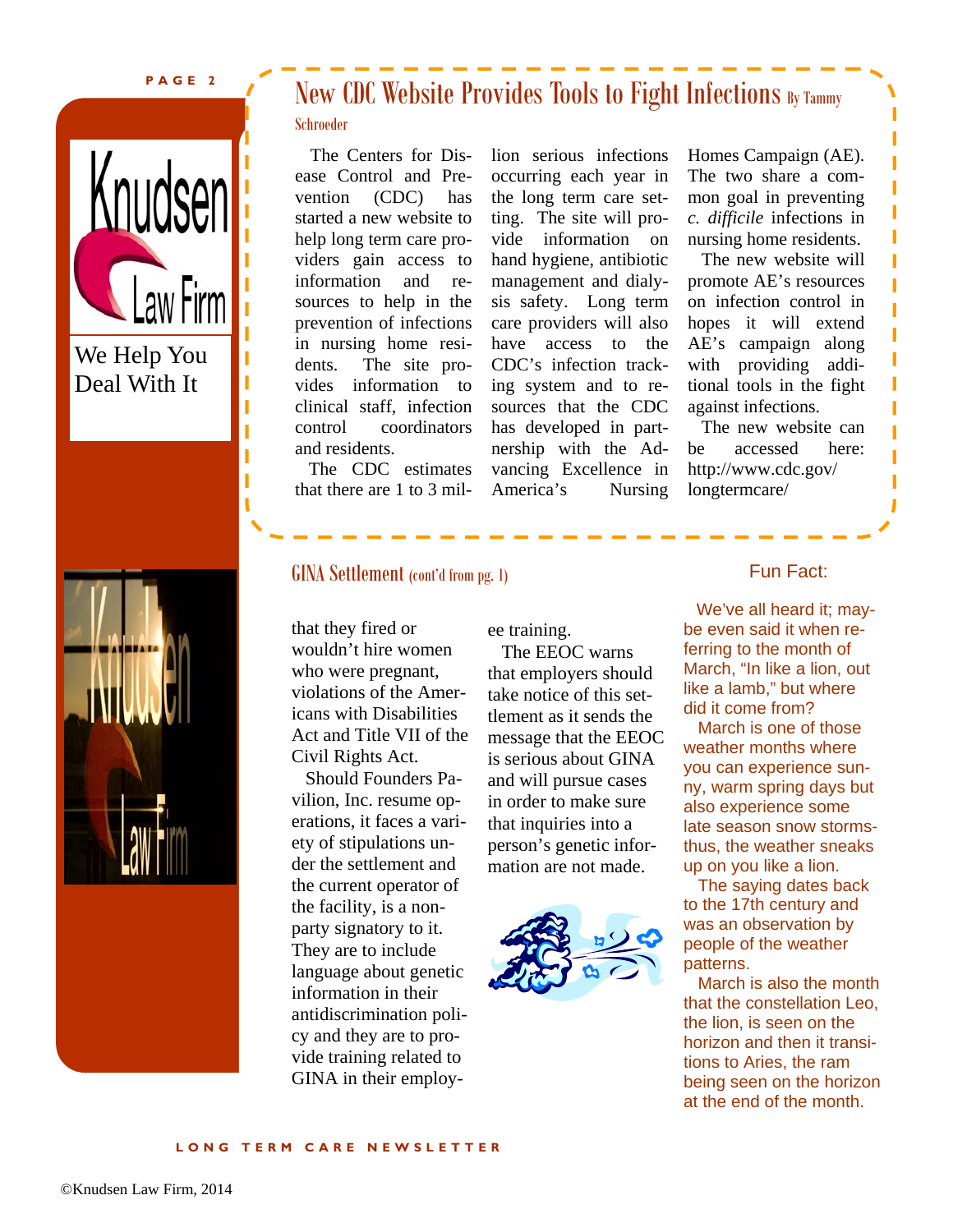Knudsen Law Firm

We Help You Deal With It

## New CDC Website Provides Tools to Fight Infections

By Tammy Schroeder

The Centers for Disease Control and Prevention (CDC) has started a new website to help long term care providers gain access to information and resources to help in the prevention of infections in nursing home residents. The site provides information to clinical staff, infection control coordinators and residents.

The CDC estimates that there are 1 to 3 million serious infections occurring each year in the long term care setting. The site will provide information on hand hygiene, antibiotic management and dialysis safety. Long term care providers will also have access to the CDC's infection tracking system and to resources that the CDC has developed in partnership with the Advancing Excellence in America's Nursing Homes Campaign (AE). The two share a common goal in preventing *c. difficile* infections in nursing home residents.

The new website will promote AE's resources on infection control in hopes it will extend AE's campaign along with providing additional tools in the fight against infections.

The new website can be accessed here: http://www.cdc.gov/longtermcare/

## GINA Settlement (cont'd from pg. 1)

that they fired or wouldn't hire women who were pregnant, violations of the Americans with Disabilities Act and Title VII of the Civil Rights Act.

Should Founders Pavilion, Inc. resume operations, it faces a variety of stipulations under the settlement and the current operator of the facility, is a non-party signatory to it. They are to include language about genetic information in their antidiscrimination policy and they are to provide training related to GINA in their employee training.

The EEOC warns that employers should take notice of this settlement as it sends the message that the EEOC is serious about GINA and will pursue cases in order to make sure that inquiries into a person's genetic information are not made.

## Fun Fact:

We've all heard it; maybe even said it when referring to the month of March, "In like a lion, out like a lamb," but where did it come from?

March is one of those weather months where you can experience sunny, warm spring days but also experience some late season snow storms-thus, the weather sneaks up on you like a lion.

The saying dates back to the 17th century and was an observation by people of the weather patterns.

March is also the month that the constellation Leo, the lion, is seen on the horizon and then it transitions to Aries, the ram being seen on the horizon at the end of the month.

©Knudsen Law Firm, 2014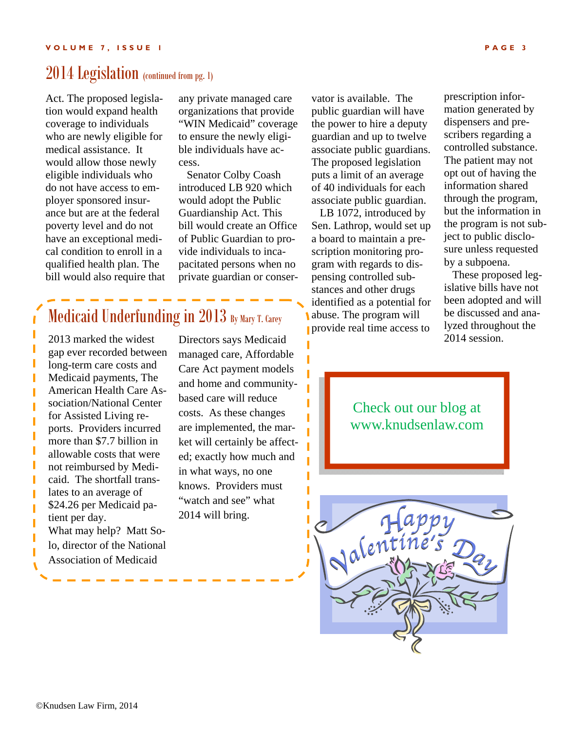## 2014 Legislation (continued from pg. 1)

Act. The proposed legislation would expand health coverage to individuals who are newly eligible for medical assistance. It would allow those newly eligible individuals who do not have access to employer sponsored insurance but are at the federal poverty level and do not have an exceptional medical condition to enroll in a qualified health plan. The bill would also require that any private managed care organizations that provide "WIN Medicaid" coverage to ensure the newly eligible individuals have access.

Senator Colby Coash introduced LB 920 which would adopt the Public Guardianship Act. This bill would create an Office of Public Guardian to provide individuals to incapacitated persons when no private guardian or conservator is available. The public guardian will have the power to hire a deputy guardian and up to twelve associate public guardians. The proposed legislation puts a limit of an average of 40 individuals for each associate public guardian.

LB 1072, introduced by Sen. Lathrop, would set up a board to maintain a prescription monitoring program with regards to dispensing controlled substances and other drugs identified as a potential for abuse. The program will provide real time access to prescription information generated by dispensers and prescribers regarding a controlled substance. The patient may not opt out of having the information shared through the program, but the information in the program is not subject to public disclosure unless requested by a subpoena.

These proposed legislative bills have not been adopted and will be discussed and analyzed throughout the 2014 session.

## Medicaid Underfunding in 2013 By Mary T. Carey

2013 marked the widest gap ever recorded between long-term care costs and Medicaid payments, The American Health Care Association/National Center for Assisted Living reports. Providers incurred more than $7.7 billion in allowable costs that were not reimbursed by Medicaid. The shortfall translates to an average of $24.26 per Medicaid patient per day.

What may help? Matt Solo, director of the National Association of Medicaid Directors says Medicaid managed care, Affordable Care Act payment models and home and community-based care will reduce costs. As these changes are implemented, the market will certainly be affected; exactly how much and in what ways, no one knows. Providers must "watch and see" what 2014 will bring.

Check out our blog at www.knudsenlaw.com

Happy Valentine's Day

©Knudsen Law Firm, 2014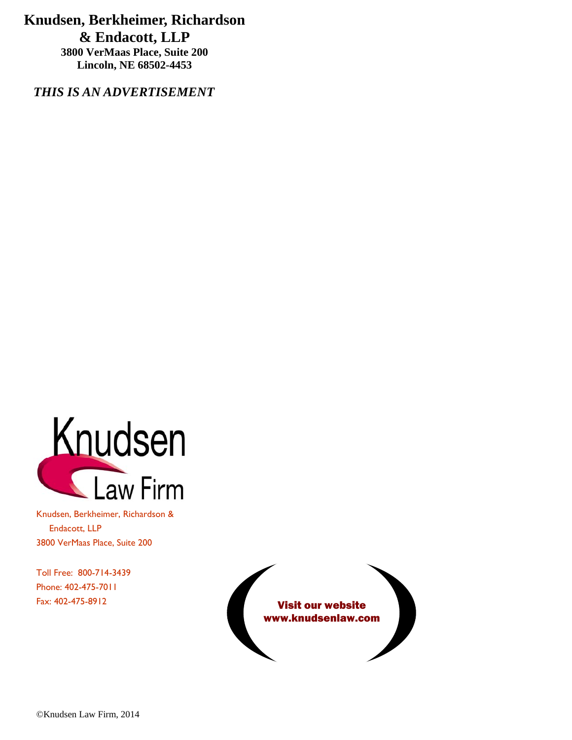**Knudsen, Berkheimer, Richardson & Endacott, LLP**
**3800 VerMaas Place, Suite 200**
**Lincoln, NE 68502-4453**

***THIS IS AN ADVERTISEMENT***

Knudsen
Law Firm

Knudsen, Berkheimer, Richardson & Endacott, LLP
3800 VerMaas Place, Suite 200

Toll Free: 800-714-3439
Phone: 402-475-7011
Fax: 402-475-8912

**Visit our website**
**www.knudsenlaw.com**

©Knudsen Law Firm, 2014